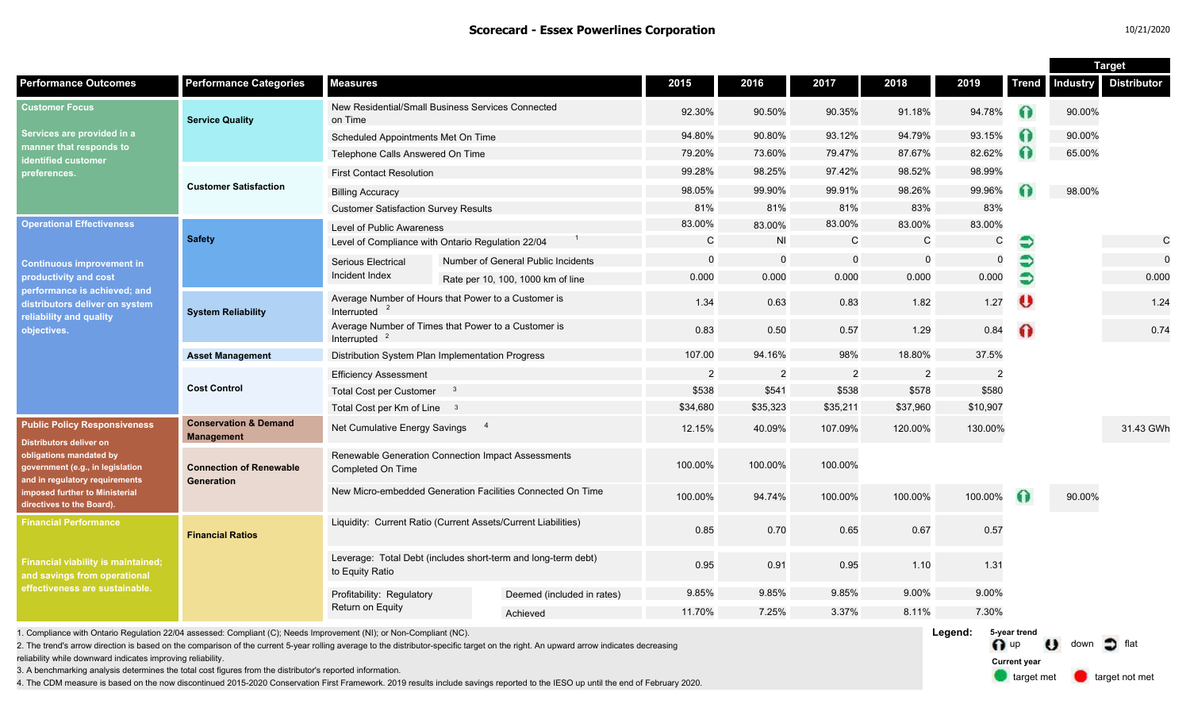# Scorecard - Essex Powerlines Corporation

10/21/2020

| Performance Outcomes | Performance Categories | Measures | | 2015 | 2016 | 2017 | 2018 | 2019 | Trend | Target Industry | Target Distributor |
|---|---|---|---|---|---|---|---|---|---|---|---|
| **Customer Focus** Services are provided in a manner that responds to identified customer preferences. | Service Quality | New Residential/Small Business Services Connected on Time | | 92.30% | 90.50% | 90.35% | 91.18% | 94.78% | up (target met) | 90.00% | |
| | | Scheduled Appointments Met On Time | | 94.80% | 90.80% | 93.12% | 94.79% | 93.15% | up (target met) | 90.00% | |
| | | Telephone Calls Answered On Time | | 79.20% | 73.60% | 79.47% | 87.67% | 82.62% | up (target met) | 65.00% | |
| | Customer Satisfaction | First Contact Resolution | | 99.28% | 98.25% | 97.42% | 98.52% | 98.99% | | | |
| | | Billing Accuracy | | 98.05% | 99.90% | 99.91% | 98.26% | 99.96% | up (target met) | 98.00% | |
| | | Customer Satisfaction Survey Results | | 81% | 81% | 81% | 83% | 83% | | | |
| **Operational Effectiveness** Continuous improvement in productivity and cost performance is achieved; and distributors deliver on system reliability and quality objectives. | Safety | Level of Public Awareness | | 83.00% | 83.00% | 83.00% | 83.00% | 83.00% | | | |
| | | Level of Compliance with Ontario Regulation 22/04 [1] | | C | NI | C | C | C | flat (target met) | | C |
| | | Serious Electrical Incident Index | Number of General Public Incidents | 0 | 0 | 0 | 0 | 0 | flat (target met) | | 0 |
| | | | Rate per 10, 100, 1000 km of line | 0.000 | 0.000 | 0.000 | 0.000 | 0.000 | flat (target met) | | 0.000 |
| | System Reliability | Average Number of Hours that Power to a Customer is Interrupted [2] | | 1.34 | 0.63 | 0.83 | 1.82 | 1.27 | down (target not met) | | 1.24 |
| | | Average Number of Times that Power to a Customer is Interrupted [2] | | 0.83 | 0.50 | 0.57 | 1.29 | 0.84 | up (target not met) | | 0.74 |
| | Asset Management | Distribution System Plan Implementation Progress | | 107.00 | 94.16% | 98% | 18.80% | 37.5% | | | |
| | Cost Control | Efficiency Assessment | | 2 | 2 | 2 | 2 | 2 | | | |
| | | Total Cost per Customer [3] | | $538 | $541 | $538 | $578 | $580 | | | |
| | | Total Cost per Km of Line [3] | | $34,680 | $35,323 | $35,211 | $37,960 | $10,907 | | | |
| **Public Policy Responsiveness** Distributors deliver on obligations mandated by government (e.g., in legislation and in regulatory requirements imposed further to Ministerial directives to the Board). | Conservation & Demand Management | Net Cumulative Energy Savings [4] | | 12.15% | 40.09% | 107.09% | 120.00% | 130.00% | | | 31.43 GWh |
| | Connection of Renewable Generation | Renewable Generation Connection Impact Assessments Completed On Time | | 100.00% | 100.00% | 100.00% | | | | | |
| | | New Micro-embedded Generation Facilities Connected On Time | | 100.00% | 94.74% | 100.00% | 100.00% | 100.00% | up (target met) | 90.00% | |
| **Financial Performance** Financial viability is maintained; and savings from operational effectiveness are sustainable. | Financial Ratios | Liquidity: Current Ratio (Current Assets/Current Liabilities) | | 0.85 | 0.70 | 0.65 | 0.67 | 0.57 | | | |
| | | Leverage: Total Debt (includes short-term and long-term debt) to Equity Ratio | | 0.95 | 0.91 | 0.95 | 1.10 | 1.31 | | | |
| | | Profitability: Regulatory Return on Equity | Deemed (included in rates) | 9.85% | 9.85% | 9.85% | 9.00% | 9.00% | | | |
| | | | Achieved | 11.70% | 7.25% | 3.37% | 8.11% | 7.30% | | | |

1. Compliance with Ontario Regulation 22/04 assessed: Compliant (C); Needs Improvement (NI); or Non-Compliant (NC).
2. The trend's arrow direction is based on the comparison of the current 5-year rolling average to the distributor-specific target on the right. An upward arrow indicates decreasing reliability while downward indicates improving reliability.
3. A benchmarking analysis determines the total cost figures from the distributor's reported information.
4. The CDM measure is based on the now discontinued 2015-2020 Conservation First Framework. 2019 results include savings reported to the IESO up until the end of February 2020.

**Legend:**
5-year trend: up, down, flat
Current year: target met, target not met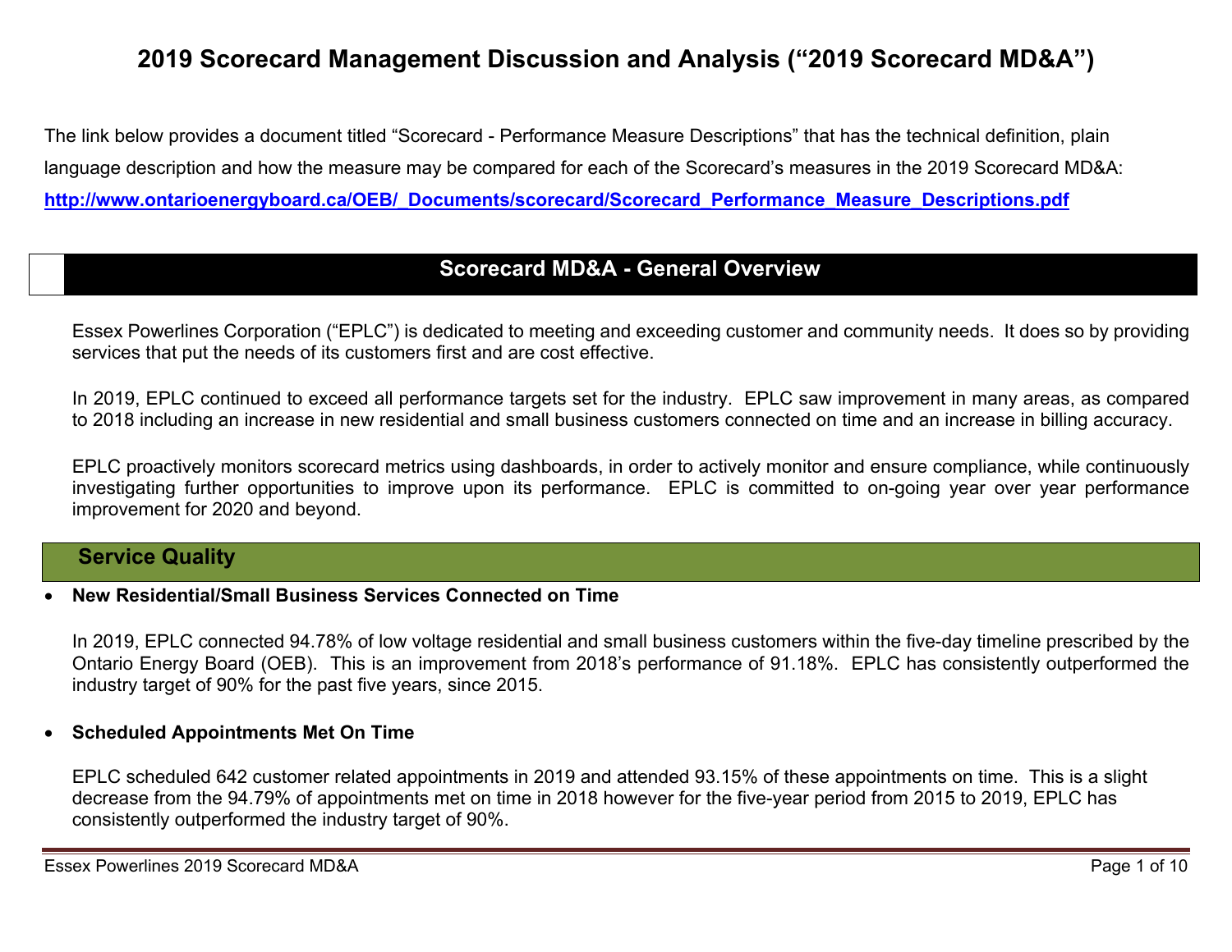# 2019 Scorecard Management Discussion and Analysis (“2019 Scorecard MD&A”)

The link below provides a document titled “Scorecard - Performance Measure Descriptions” that has the technical definition, plain language description and how the measure may be compared for each of the Scorecard’s measures in the 2019 Scorecard MD&A: **http://www.ontarioenergyboard.ca/OEB/_Documents/scorecard/Scorecard_Performance_Measure_Descriptions.pdf**

## Scorecard MD&A - General Overview

Essex Powerlines Corporation (“EPLC”) is dedicated to meeting and exceeding customer and community needs. It does so by providing services that put the needs of its customers first and are cost effective.

In 2019, EPLC continued to exceed all performance targets set for the industry. EPLC saw improvement in many areas, as compared to 2018 including an increase in new residential and small business customers connected on time and an increase in billing accuracy.

EPLC proactively monitors scorecard metrics using dashboards, in order to actively monitor and ensure compliance, while continuously investigating further opportunities to improve upon its performance. EPLC is committed to on-going year over year performance improvement for 2020 and beyond.

## Service Quality

- **New Residential/Small Business Services Connected on Time**

  In 2019, EPLC connected 94.78% of low voltage residential and small business customers within the five-day timeline prescribed by the Ontario Energy Board (OEB). This is an improvement from 2018’s performance of 91.18%. EPLC has consistently outperformed the industry target of 90% for the past five years, since 2015.

- **Scheduled Appointments Met On Time**

  EPLC scheduled 642 customer related appointments in 2019 and attended 93.15% of these appointments on time. This is a slight decrease from the 94.79% of appointments met on time in 2018 however for the five-year period from 2015 to 2019, EPLC has consistently outperformed the industry target of 90%.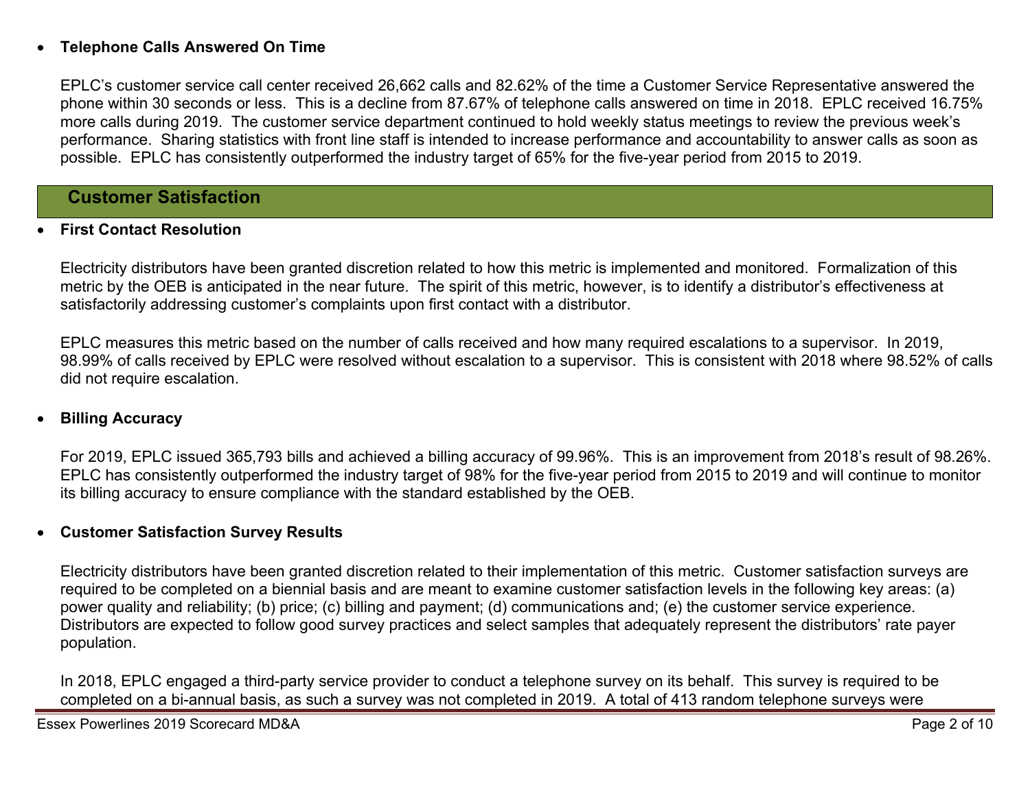- **Telephone Calls Answered On Time**

  EPLC's customer service call center received 26,662 calls and 82.62% of the time a Customer Service Representative answered the phone within 30 seconds or less. This is a decline from 87.67% of telephone calls answered on time in 2018. EPLC received 16.75% more calls during 2019. The customer service department continued to hold weekly status meetings to review the previous week's performance. Sharing statistics with front line staff is intended to increase performance and accountability to answer calls as soon as possible. EPLC has consistently outperformed the industry target of 65% for the five-year period from 2015 to 2019.

## Customer Satisfaction

- **First Contact Resolution**

  Electricity distributors have been granted discretion related to how this metric is implemented and monitored. Formalization of this metric by the OEB is anticipated in the near future. The spirit of this metric, however, is to identify a distributor's effectiveness at satisfactorily addressing customer's complaints upon first contact with a distributor.

  EPLC measures this metric based on the number of calls received and how many required escalations to a supervisor. In 2019, 98.99% of calls received by EPLC were resolved without escalation to a supervisor. This is consistent with 2018 where 98.52% of calls did not require escalation.

- **Billing Accuracy**

  For 2019, EPLC issued 365,793 bills and achieved a billing accuracy of 99.96%. This is an improvement from 2018's result of 98.26%. EPLC has consistently outperformed the industry target of 98% for the five-year period from 2015 to 2019 and will continue to monitor its billing accuracy to ensure compliance with the standard established by the OEB.

- **Customer Satisfaction Survey Results**

  Electricity distributors have been granted discretion related to their implementation of this metric. Customer satisfaction surveys are required to be completed on a biennial basis and are meant to examine customer satisfaction levels in the following key areas: (a) power quality and reliability; (b) price; (c) billing and payment; (d) communications and; (e) the customer service experience. Distributors are expected to follow good survey practices and select samples that adequately represent the distributors' rate payer population.

  In 2018, EPLC engaged a third-party service provider to conduct a telephone survey on its behalf. This survey is required to be completed on a bi-annual basis, as such a survey was not completed in 2019. A total of 413 random telephone surveys were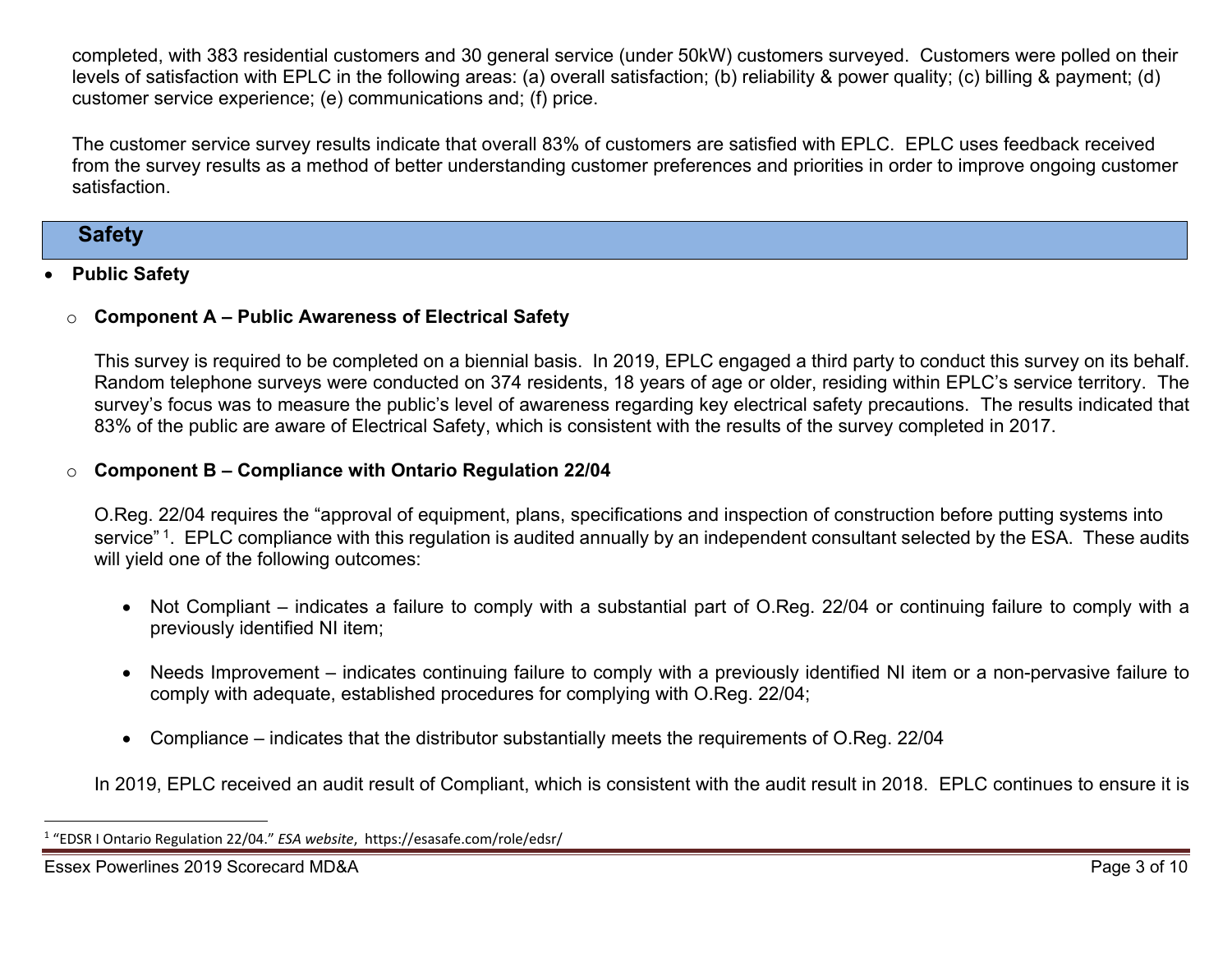completed, with 383 residential customers and 30 general service (under 50kW) customers surveyed. Customers were polled on their levels of satisfaction with EPLC in the following areas: (a) overall satisfaction; (b) reliability & power quality; (c) billing & payment; (d) customer service experience; (e) communications and; (f) price.

The customer service survey results indicate that overall 83% of customers are satisfied with EPLC. EPLC uses feedback received from the survey results as a method of better understanding customer preferences and priorities in order to improve ongoing customer satisfaction.

## Safety

- **Public Safety**

  - **Component A – Public Awareness of Electrical Safety**

    This survey is required to be completed on a biennial basis. In 2019, EPLC engaged a third party to conduct this survey on its behalf. Random telephone surveys were conducted on 374 residents, 18 years of age or older, residing within EPLC's service territory. The survey's focus was to measure the public's level of awareness regarding key electrical safety precautions. The results indicated that 83% of the public are aware of Electrical Safety, which is consistent with the results of the survey completed in 2017.

  - **Component B – Compliance with Ontario Regulation 22/04**

    O.Reg. 22/04 requires the "approval of equipment, plans, specifications and inspection of construction before putting systems into service" [1]. EPLC compliance with this regulation is audited annually by an independent consultant selected by the ESA. These audits will yield one of the following outcomes:

    - Not Compliant – indicates a failure to comply with a substantial part of O.Reg. 22/04 or continuing failure to comply with a previously identified NI item;

    - Needs Improvement – indicates continuing failure to comply with a previously identified NI item or a non-pervasive failure to comply with adequate, established procedures for complying with O.Reg. 22/04;

    - Compliance – indicates that the distributor substantially meets the requirements of O.Reg. 22/04

    In 2019, EPLC received an audit result of Compliant, which is consistent with the audit result in 2018. EPLC continues to ensure it is

[1] "EDSR I Ontario Regulation 22/04." *ESA website*, https://esasafe.com/role/edsr/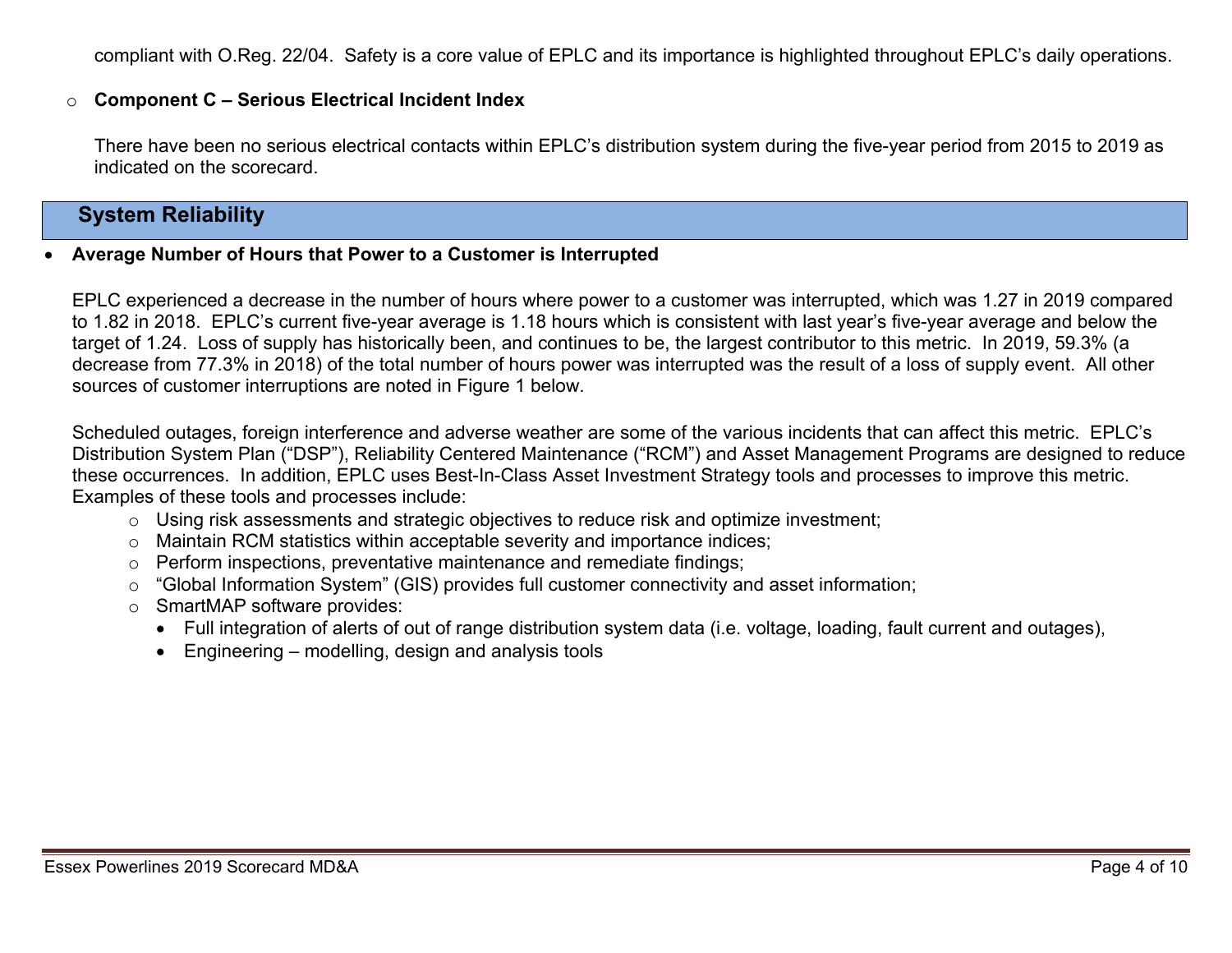compliant with O.Reg. 22/04. Safety is a core value of EPLC and its importance is highlighted throughout EPLC's daily operations.

- **Component C – Serious Electrical Incident Index**

  There have been no serious electrical contacts within EPLC's distribution system during the five-year period from 2015 to 2019 as indicated on the scorecard.

## System Reliability

- **Average Number of Hours that Power to a Customer is Interrupted**

  EPLC experienced a decrease in the number of hours where power to a customer was interrupted, which was 1.27 in 2019 compared to 1.82 in 2018. EPLC's current five-year average is 1.18 hours which is consistent with last year's five-year average and below the target of 1.24. Loss of supply has historically been, and continues to be, the largest contributor to this metric. In 2019, 59.3% (a decrease from 77.3% in 2018) of the total number of hours power was interrupted was the result of a loss of supply event. All other sources of customer interruptions are noted in Figure 1 below.

  Scheduled outages, foreign interference and adverse weather are some of the various incidents that can affect this metric. EPLC's Distribution System Plan ("DSP"), Reliability Centered Maintenance ("RCM") and Asset Management Programs are designed to reduce these occurrences. In addition, EPLC uses Best-In-Class Asset Investment Strategy tools and processes to improve this metric. Examples of these tools and processes include:
  - Using risk assessments and strategic objectives to reduce risk and optimize investment;
  - Maintain RCM statistics within acceptable severity and importance indices;
  - Perform inspections, preventative maintenance and remediate findings;
  - "Global Information System" (GIS) provides full customer connectivity and asset information;
  - SmartMAP software provides:
    - Full integration of alerts of out of range distribution system data (i.e. voltage, loading, fault current and outages),
    - Engineering – modelling, design and analysis tools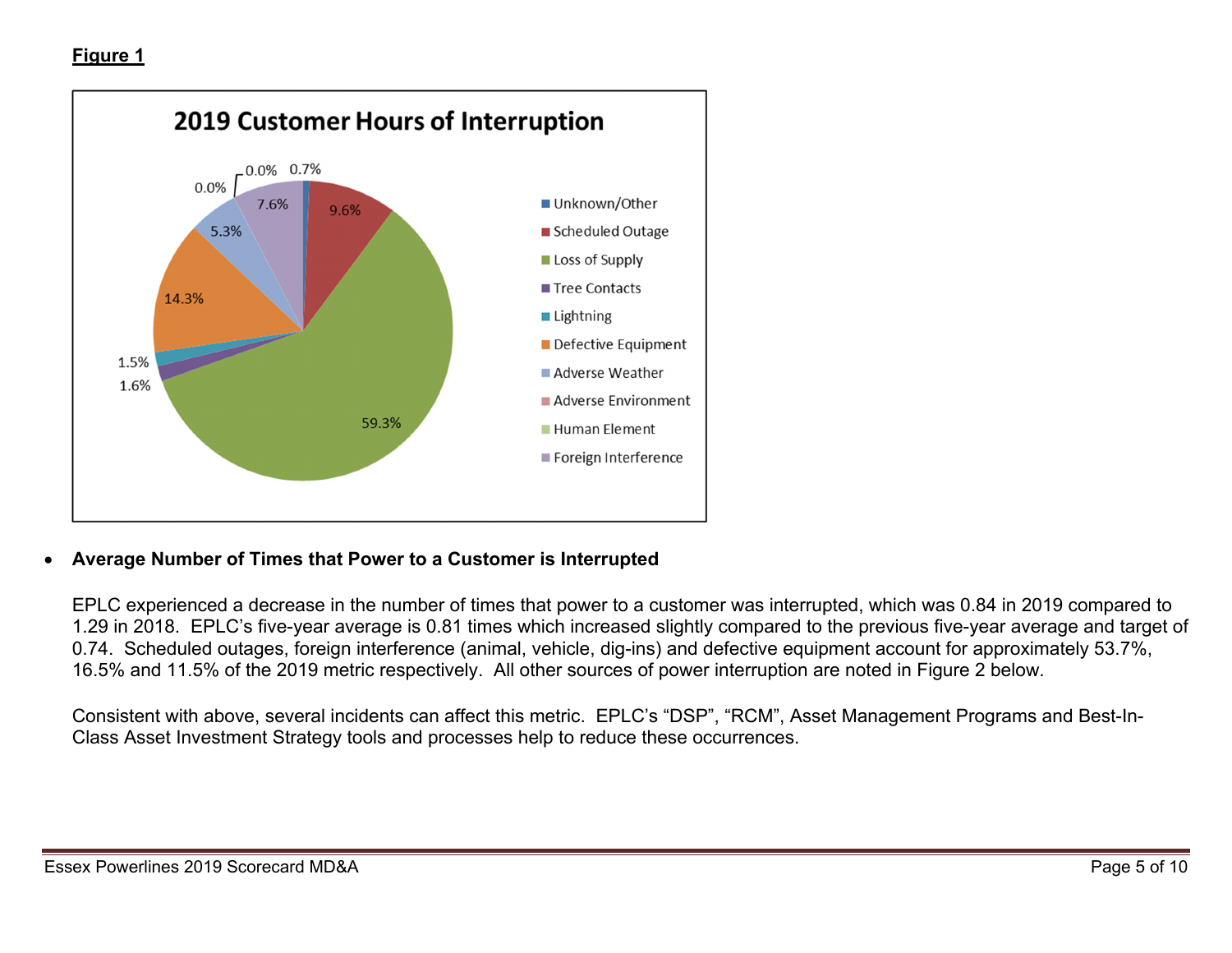**Figure 1**

**2019 Customer Hours of Interruption**

| Cause | Percentage |
| --- | --- |
| Unknown/Other | 0.7% |
| Scheduled Outage | 9.6% |
| Loss of Supply | 59.3% |
| Tree Contacts | 1.6% |
| Lightning | 1.5% |
| Defective Equipment | 14.3% |
| Adverse Weather | 5.3% |
| Adverse Environment | 0.0% |
| Human Element | 0.0% |
| Foreign Interference | 7.6% |

- **Average Number of Times that Power to a Customer is Interrupted**

  EPLC experienced a decrease in the number of times that power to a customer was interrupted, which was 0.84 in 2019 compared to 1.29 in 2018. EPLC's five-year average is 0.81 times which increased slightly compared to the previous five-year average and target of 0.74. Scheduled outages, foreign interference (animal, vehicle, dig-ins) and defective equipment account for approximately 53.7%, 16.5% and 11.5% of the 2019 metric respectively. All other sources of power interruption are noted in Figure 2 below.

  Consistent with above, several incidents can affect this metric. EPLC's "DSP", "RCM", Asset Management Programs and Best-In-Class Asset Investment Strategy tools and processes help to reduce these occurrences.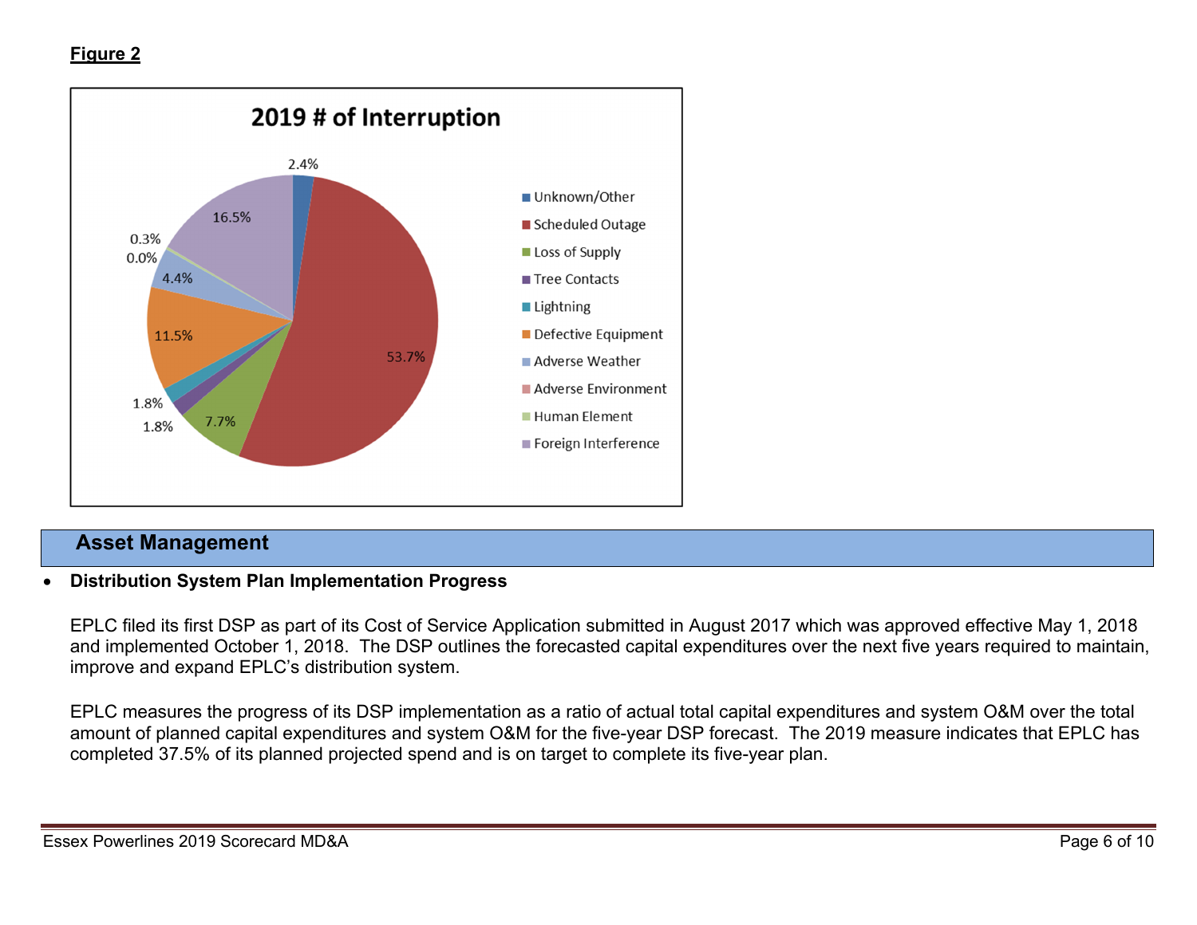**Figure 2**

**2019 # of Interruption**

| Cause | % |
|---|---|
| Unknown/Other | 2.4% |
| Scheduled Outage | 53.7% |
| Loss of Supply | 7.7% |
| Tree Contacts | 1.8% |
| Lightning | 1.8% |
| Defective Equipment | 11.5% |
| Adverse Weather | 4.4% |
| Adverse Environment | 0.0% |
| Human Element | 0.3% |
| Foreign Interference | 16.5% |

## Asset Management

- **Distribution System Plan Implementation Progress**

  EPLC filed its first DSP as part of its Cost of Service Application submitted in August 2017 which was approved effective May 1, 2018 and implemented October 1, 2018. The DSP outlines the forecasted capital expenditures over the next five years required to maintain, improve and expand EPLC's distribution system.

  EPLC measures the progress of its DSP implementation as a ratio of actual total capital expenditures and system O&M over the total amount of planned capital expenditures and system O&M for the five-year DSP forecast. The 2019 measure indicates that EPLC has completed 37.5% of its planned projected spend and is on target to complete its five-year plan.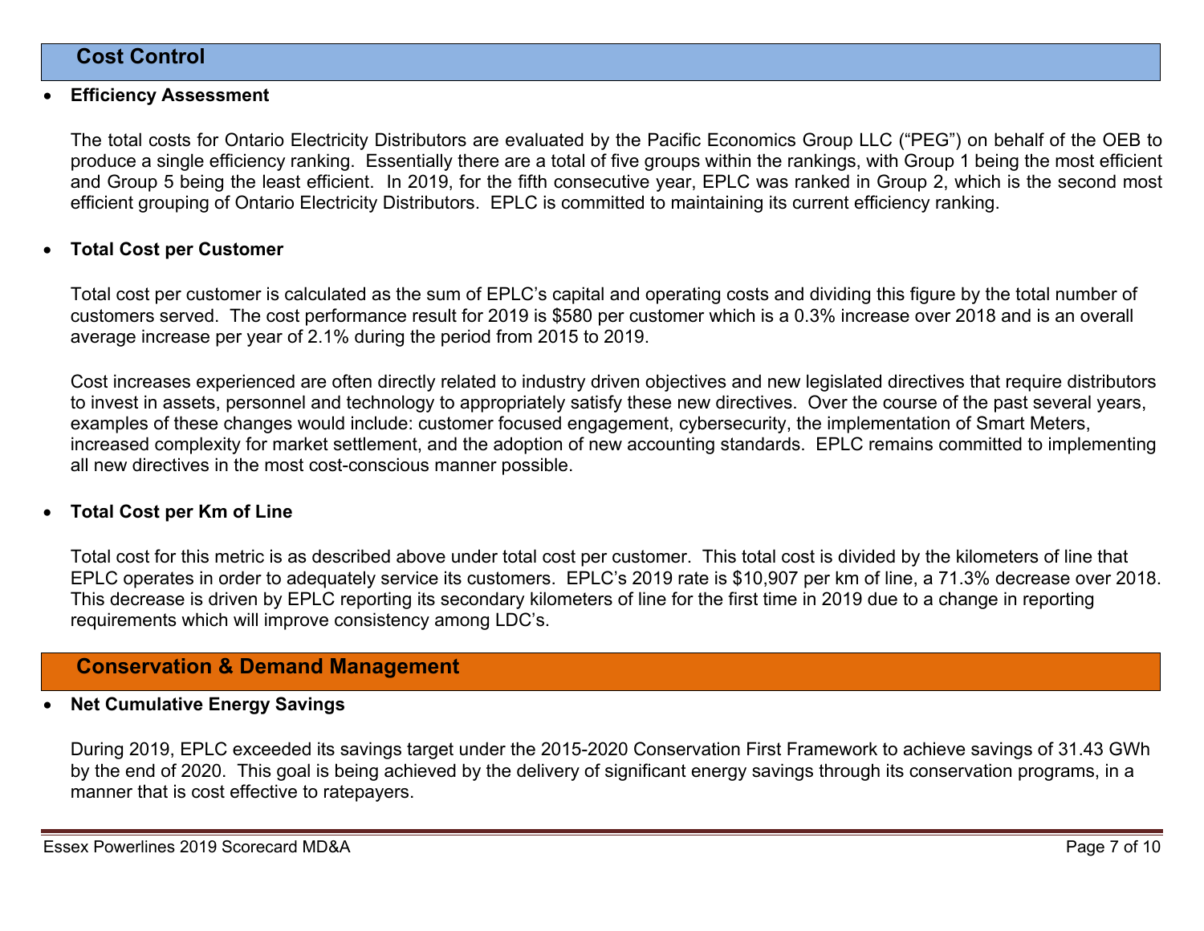## Cost Control

- **Efficiency Assessment**

  The total costs for Ontario Electricity Distributors are evaluated by the Pacific Economics Group LLC ("PEG") on behalf of the OEB to produce a single efficiency ranking. Essentially there are a total of five groups within the rankings, with Group 1 being the most efficient and Group 5 being the least efficient. In 2019, for the fifth consecutive year, EPLC was ranked in Group 2, which is the second most efficient grouping of Ontario Electricity Distributors. EPLC is committed to maintaining its current efficiency ranking.

- **Total Cost per Customer**

  Total cost per customer is calculated as the sum of EPLC's capital and operating costs and dividing this figure by the total number of customers served. The cost performance result for 2019 is $580 per customer which is a 0.3% increase over 2018 and is an overall average increase per year of 2.1% during the period from 2015 to 2019.

  Cost increases experienced are often directly related to industry driven objectives and new legislated directives that require distributors to invest in assets, personnel and technology to appropriately satisfy these new directives. Over the course of the past several years, examples of these changes would include: customer focused engagement, cybersecurity, the implementation of Smart Meters, increased complexity for market settlement, and the adoption of new accounting standards. EPLC remains committed to implementing all new directives in the most cost-conscious manner possible.

- **Total Cost per Km of Line**

  Total cost for this metric is as described above under total cost per customer. This total cost is divided by the kilometers of line that EPLC operates in order to adequately service its customers. EPLC's 2019 rate is $10,907 per km of line, a 71.3% decrease over 2018. This decrease is driven by EPLC reporting its secondary kilometers of line for the first time in 2019 due to a change in reporting requirements which will improve consistency among LDC's.

## Conservation & Demand Management

- **Net Cumulative Energy Savings**

  During 2019, EPLC exceeded its savings target under the 2015-2020 Conservation First Framework to achieve savings of 31.43 GWh by the end of 2020. This goal is being achieved by the delivery of significant energy savings through its conservation programs, in a manner that is cost effective to ratepayers.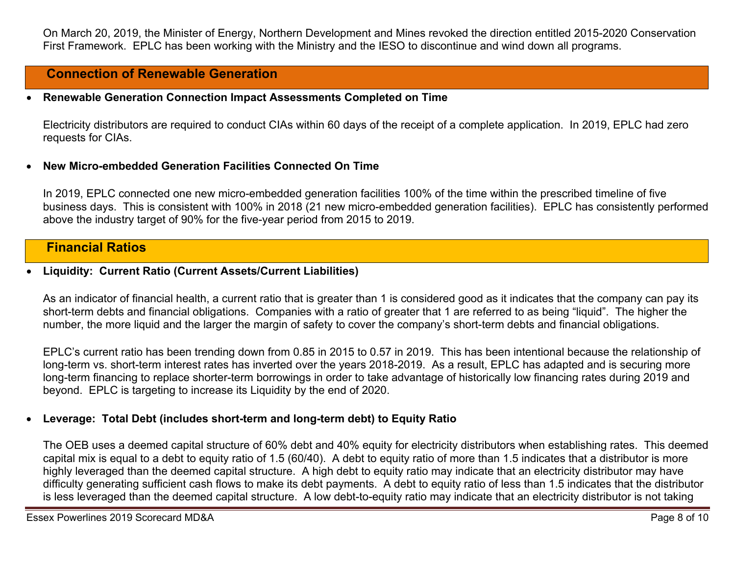On March 20, 2019, the Minister of Energy, Northern Development and Mines revoked the direction entitled 2015-2020 Conservation First Framework. EPLC has been working with the Ministry and the IESO to discontinue and wind down all programs.

## Connection of Renewable Generation

- **Renewable Generation Connection Impact Assessments Completed on Time**

  Electricity distributors are required to conduct CIAs within 60 days of the receipt of a complete application. In 2019, EPLC had zero requests for CIAs.

- **New Micro-embedded Generation Facilities Connected On Time**

  In 2019, EPLC connected one new micro-embedded generation facilities 100% of the time within the prescribed timeline of five business days. This is consistent with 100% in 2018 (21 new micro-embedded generation facilities). EPLC has consistently performed above the industry target of 90% for the five-year period from 2015 to 2019.

## Financial Ratios

- **Liquidity: Current Ratio (Current Assets/Current Liabilities)**

  As an indicator of financial health, a current ratio that is greater than 1 is considered good as it indicates that the company can pay its short-term debts and financial obligations. Companies with a ratio of greater that 1 are referred to as being "liquid". The higher the number, the more liquid and the larger the margin of safety to cover the company's short-term debts and financial obligations.

  EPLC's current ratio has been trending down from 0.85 in 2015 to 0.57 in 2019. This has been intentional because the relationship of long-term vs. short-term interest rates has inverted over the years 2018-2019. As a result, EPLC has adapted and is securing more long-term financing to replace shorter-term borrowings in order to take advantage of historically low financing rates during 2019 and beyond. EPLC is targeting to increase its Liquidity by the end of 2020.

- **Leverage: Total Debt (includes short-term and long-term debt) to Equity Ratio**

  The OEB uses a deemed capital structure of 60% debt and 40% equity for electricity distributors when establishing rates. This deemed capital mix is equal to a debt to equity ratio of 1.5 (60/40). A debt to equity ratio of more than 1.5 indicates that a distributor is more highly leveraged than the deemed capital structure. A high debt to equity ratio may indicate that an electricity distributor may have difficulty generating sufficient cash flows to make its debt payments. A debt to equity ratio of less than 1.5 indicates that the distributor is less leveraged than the deemed capital structure. A low debt-to-equity ratio may indicate that an electricity distributor is not taking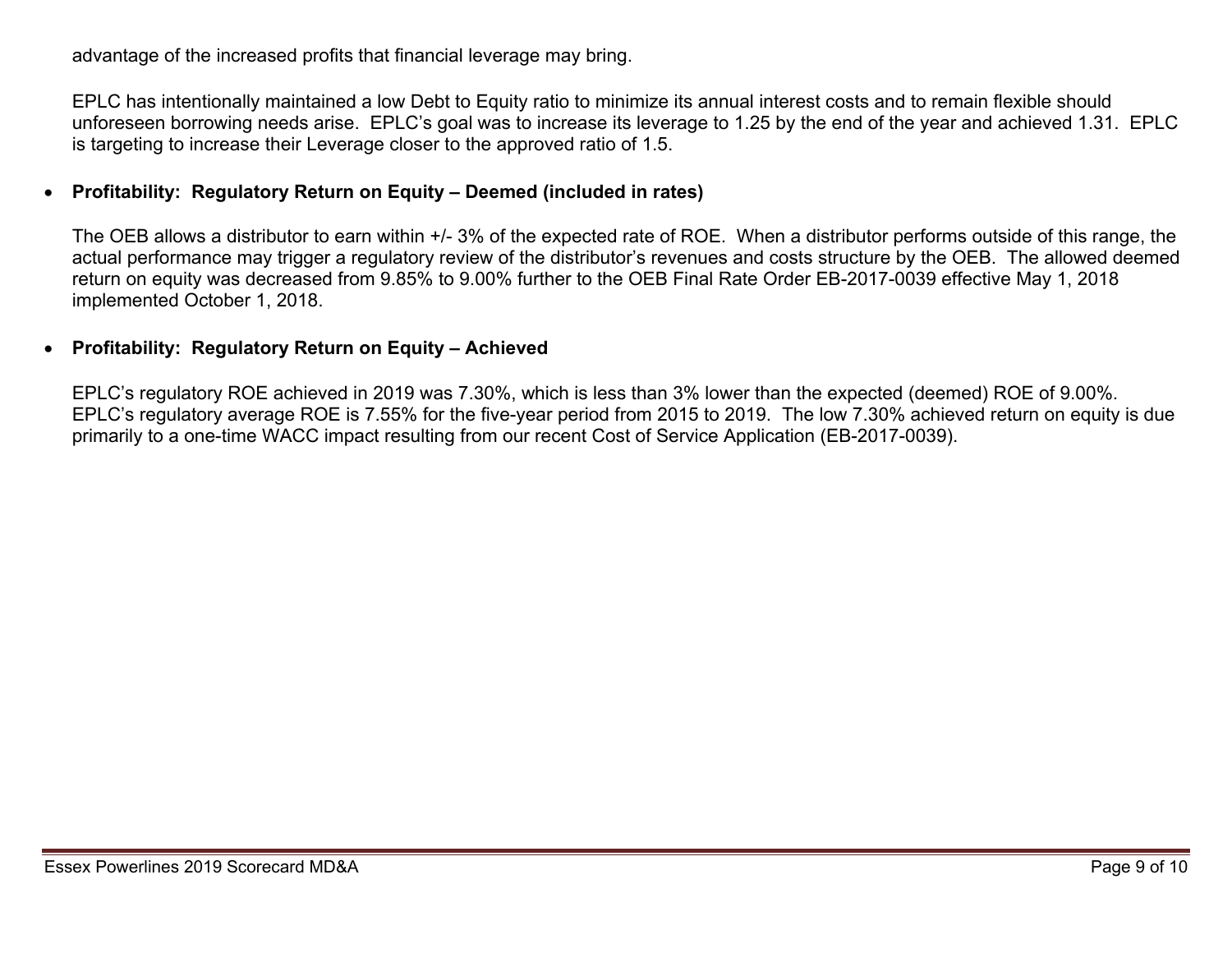advantage of the increased profits that financial leverage may bring.

EPLC has intentionally maintained a low Debt to Equity ratio to minimize its annual interest costs and to remain flexible should unforeseen borrowing needs arise. EPLC's goal was to increase its leverage to 1.25 by the end of the year and achieved 1.31. EPLC is targeting to increase their Leverage closer to the approved ratio of 1.5.

- **Profitability: Regulatory Return on Equity – Deemed (included in rates)**

  The OEB allows a distributor to earn within +/- 3% of the expected rate of ROE. When a distributor performs outside of this range, the actual performance may trigger a regulatory review of the distributor's revenues and costs structure by the OEB. The allowed deemed return on equity was decreased from 9.85% to 9.00% further to the OEB Final Rate Order EB-2017-0039 effective May 1, 2018 implemented October 1, 2018.

- **Profitability: Regulatory Return on Equity – Achieved**

  EPLC's regulatory ROE achieved in 2019 was 7.30%, which is less than 3% lower than the expected (deemed) ROE of 9.00%. EPLC's regulatory average ROE is 7.55% for the five-year period from 2015 to 2019. The low 7.30% achieved return on equity is due primarily to a one-time WACC impact resulting from our recent Cost of Service Application (EB-2017-0039).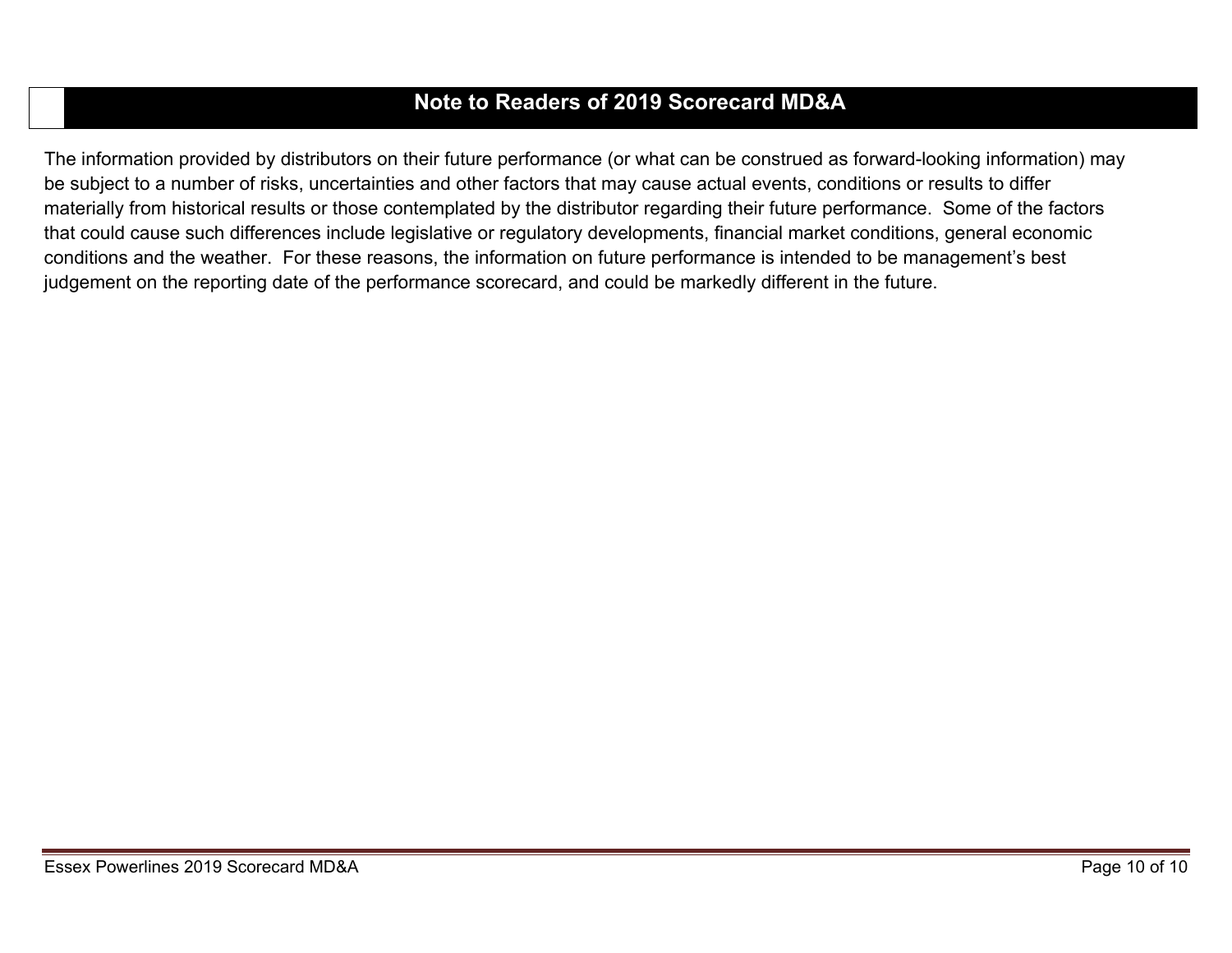## Note to Readers of 2019 Scorecard MD&A

The information provided by distributors on their future performance (or what can be construed as forward-looking information) may be subject to a number of risks, uncertainties and other factors that may cause actual events, conditions or results to differ materially from historical results or those contemplated by the distributor regarding their future performance. Some of the factors that could cause such differences include legislative or regulatory developments, financial market conditions, general economic conditions and the weather. For these reasons, the information on future performance is intended to be management's best judgement on the reporting date of the performance scorecard, and could be markedly different in the future.